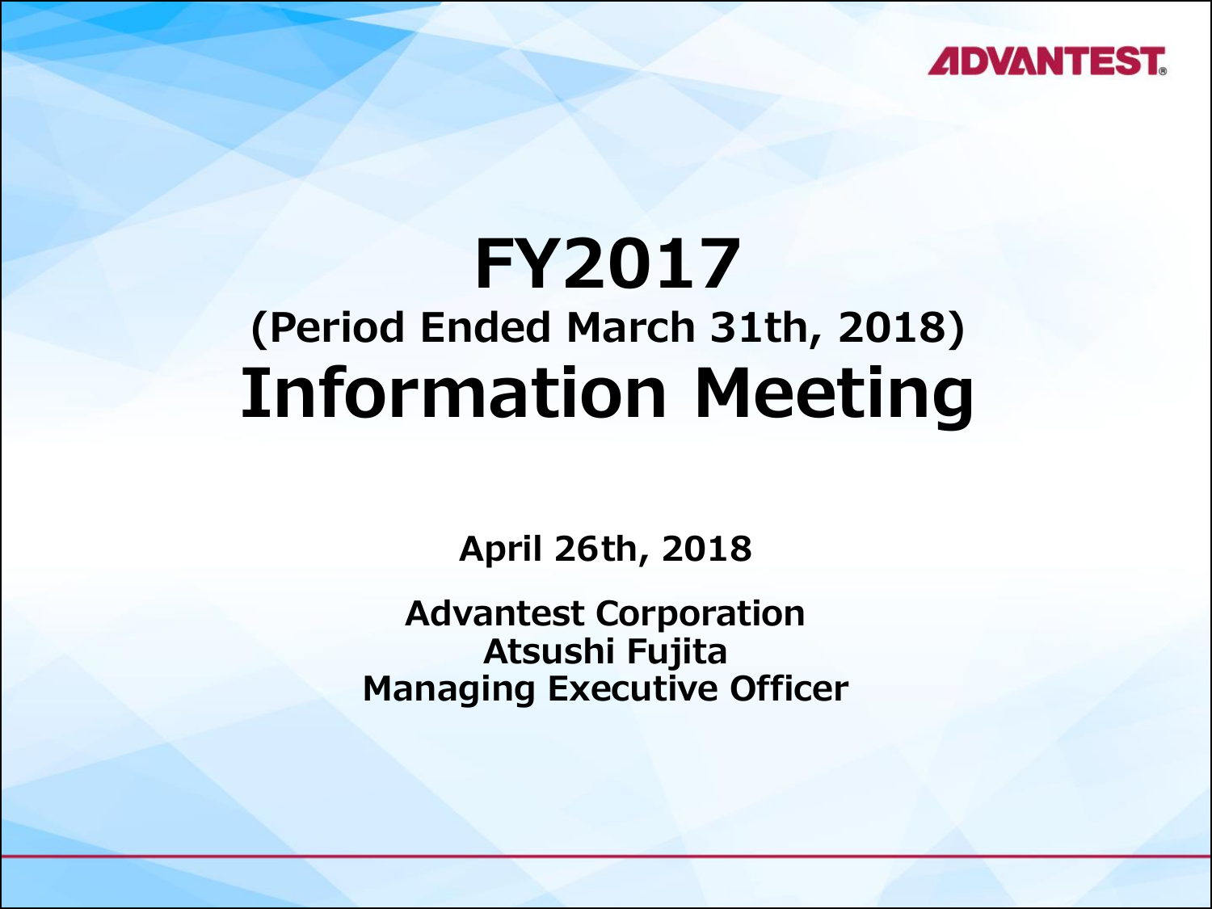# FY2017

## (Period Ended March 31th, 2018)

# Information Meeting

**April 26th, 2018**

**Advantest Corporation**
**Atsushi Fujita**
**Managing Executive Officer**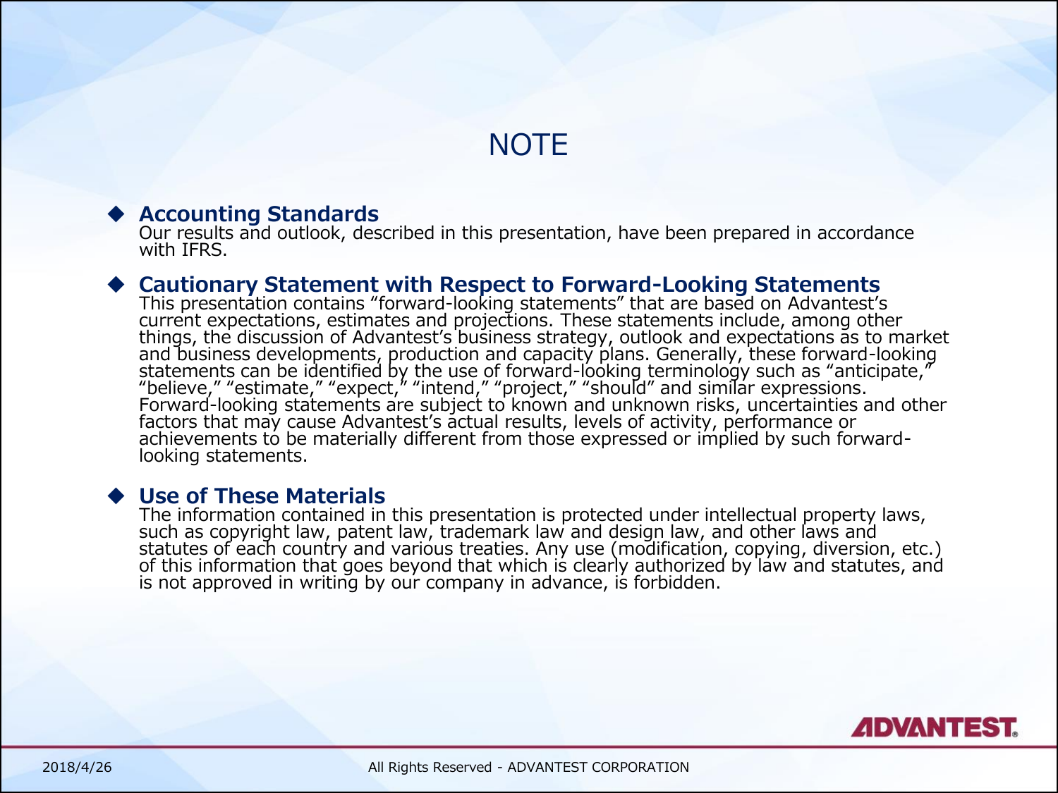# NOTE

- **Accounting Standards**
  Our results and outlook, described in this presentation, have been prepared in accordance with IFRS.

- **Cautionary Statement with Respect to Forward-Looking Statements**
  This presentation contains "forward-looking statements" that are based on Advantest's current expectations, estimates and projections. These statements include, among other things, the discussion of Advantest's business strategy, outlook and expectations as to market and business developments, production and capacity plans. Generally, these forward-looking statements can be identified by the use of forward-looking terminology such as "anticipate," "believe," "estimate," "expect," "intend," "project," "should" and similar expressions. Forward-looking statements are subject to known and unknown risks, uncertainties and other factors that may cause Advantest's actual results, levels of activity, performance or achievements to be materially different from those expressed or implied by such forward-looking statements.

- **Use of These Materials**
  The information contained in this presentation is protected under intellectual property laws, such as copyright law, patent law, trademark law and design law, and other laws and statutes of each country and various treaties. Any use (modification, copying, diversion, etc.) of this information that goes beyond that which is clearly authorized by law and statutes, and is not approved in writing by our company in advance, is forbidden.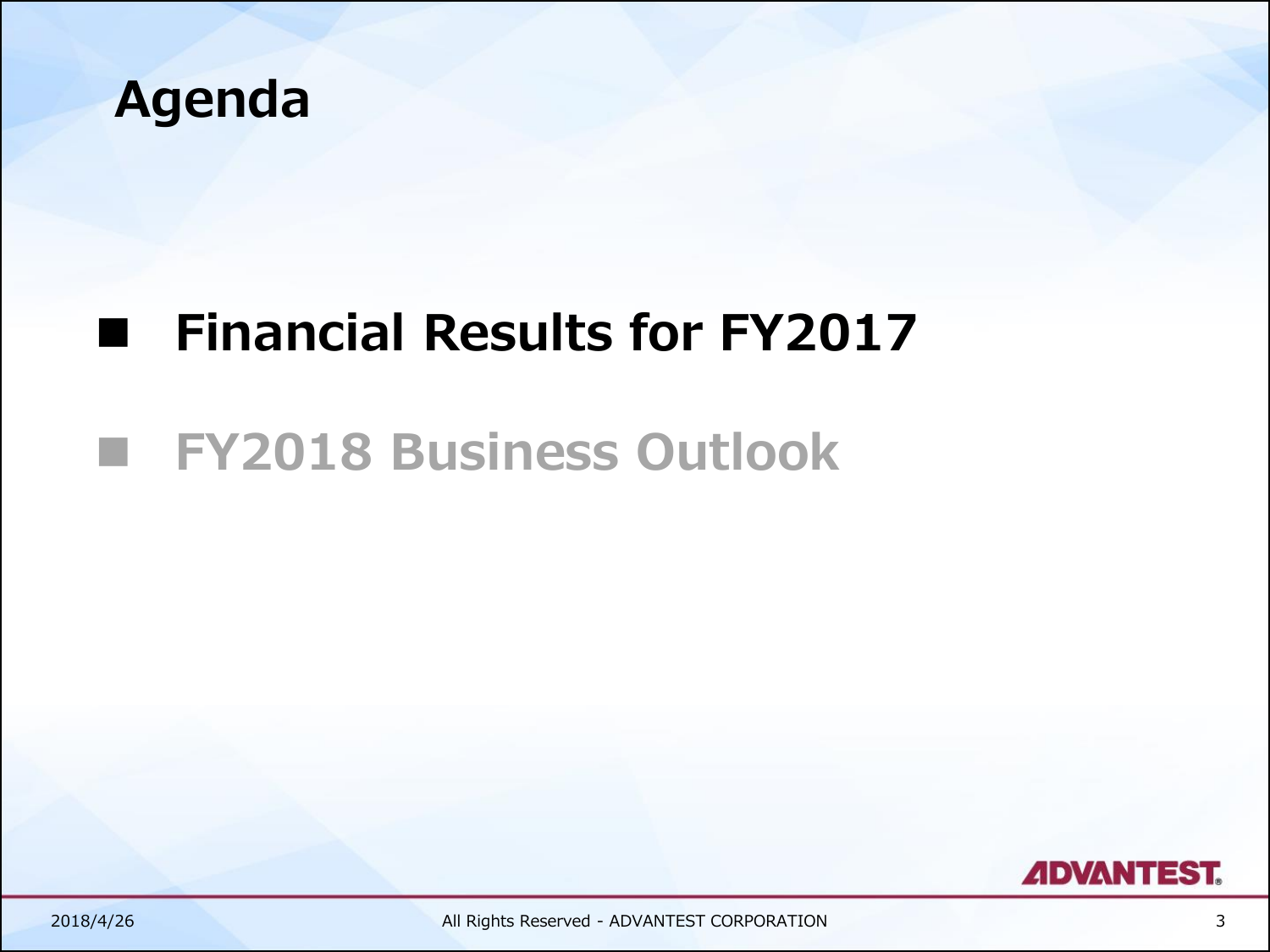# Agenda

- **Financial Results for FY2017**
- **FY2018 Business Outlook**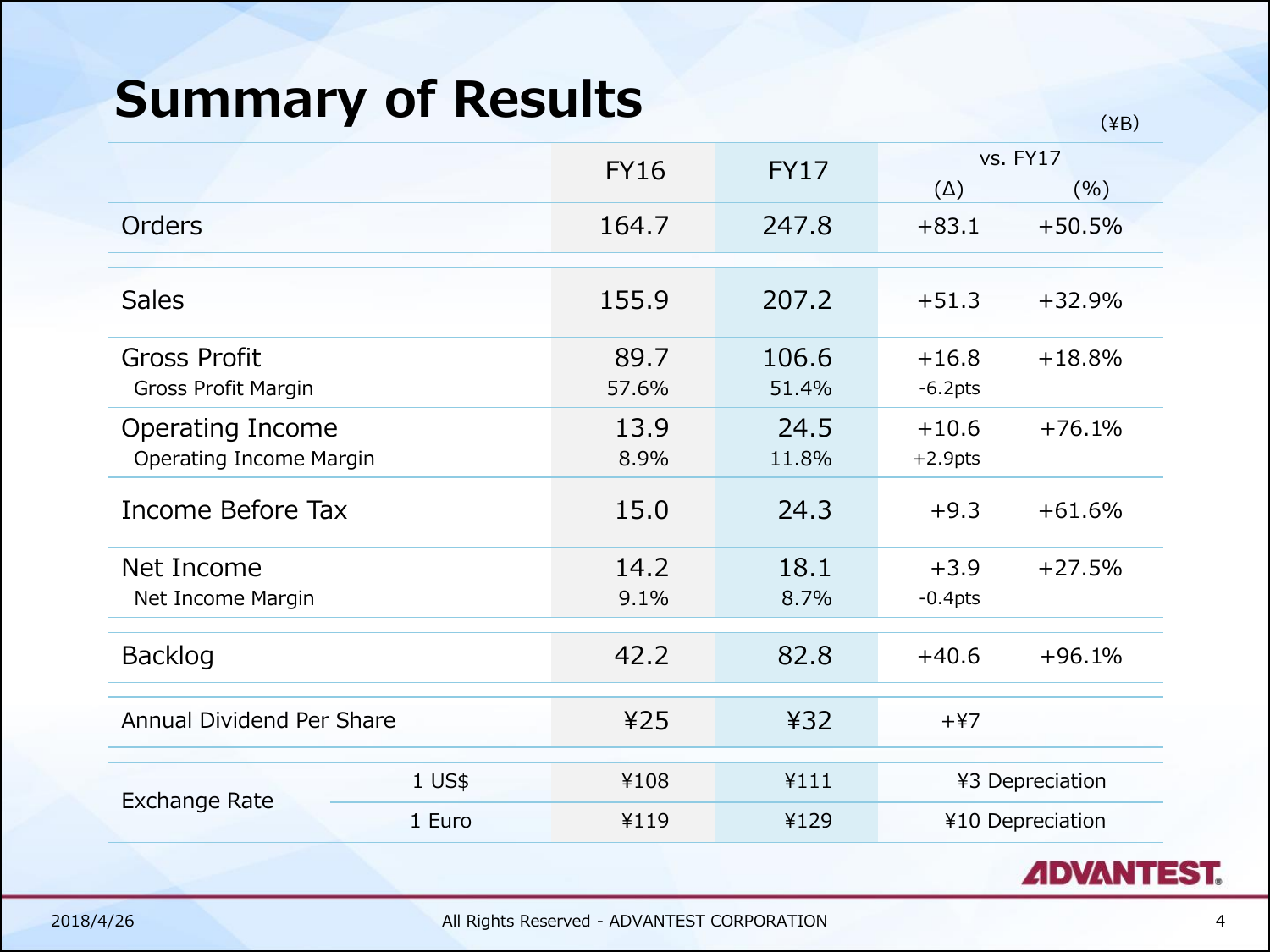# Summary of Results

(¥B)

| | | FY16 | FY17 | vs. FY17 (Δ) | vs. FY17 (%) |
|---|---|---|---|---|---|
| Orders | | 164.7 | 247.8 | +83.1 | +50.5% |
| Sales | | 155.9 | 207.2 | +51.3 | +32.9% |
| Gross Profit | | 89.7 | 106.6 | +16.8 | +18.8% |
| Gross Profit Margin | | 57.6% | 51.4% | -6.2pts | |
| Operating Income | | 13.9 | 24.5 | +10.6 | +76.1% |
| Operating Income Margin | | 8.9% | 11.8% | +2.9pts | |
| Income Before Tax | | 15.0 | 24.3 | +9.3 | +61.6% |
| Net Income | | 14.2 | 18.1 | +3.9 | +27.5% |
| Net Income Margin | | 9.1% | 8.7% | -0.4pts | |
| Backlog | | 42.2 | 82.8 | +40.6 | +96.1% |
| Annual Dividend Per Share | | ¥25 | ¥32 | +¥7 | |
| Exchange Rate | 1 US$ | ¥108 | ¥111 | ¥3 Depreciation | |
| | 1 Euro | ¥119 | ¥129 | ¥10 Depreciation | |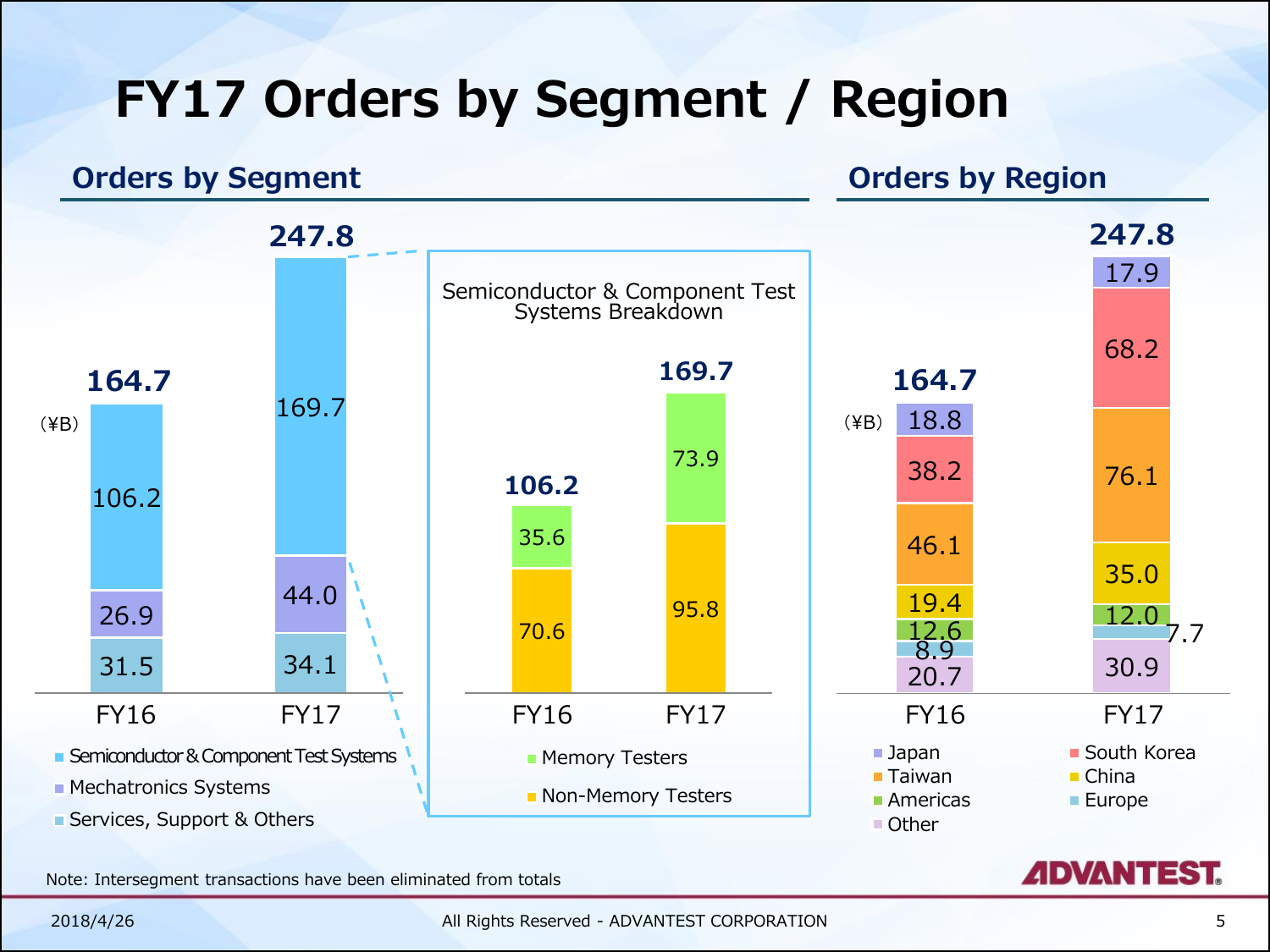# FY17 Orders by Segment / Region

## Orders by Segment

(¥B)

| | FY16 | FY17 |
|---|---|---|
| Semiconductor & Component Test Systems | 106.2 | 169.7 |
| Mechatronics Systems | 26.9 | 44.0 |
| Services, Support & Others | 31.5 | 34.1 |
| Total | 164.7 | 247.8 |

### Semiconductor & Component Test Systems Breakdown

| | FY16 | FY17 |
|---|---|---|
| Memory Testers | 35.6 | 73.9 |
| Non-Memory Testers | 70.6 | 95.8 |
| Total | 106.2 | 169.7 |

## Orders by Region

(¥B)

| | FY16 | FY17 |
|---|---|---|
| Japan | 18.8 | 17.9 |
| South Korea | 38.2 | 68.2 |
| Taiwan | 46.1 | 76.1 |
| China | 19.4 | 35.0 |
| Americas | 12.6 | 12.0 |
| Europe | 8.9 | 7.7 |
| Other | 20.7 | 30.9 |
| Total | 164.7 | 247.8 |

Note: Intersegment transactions have been eliminated from totals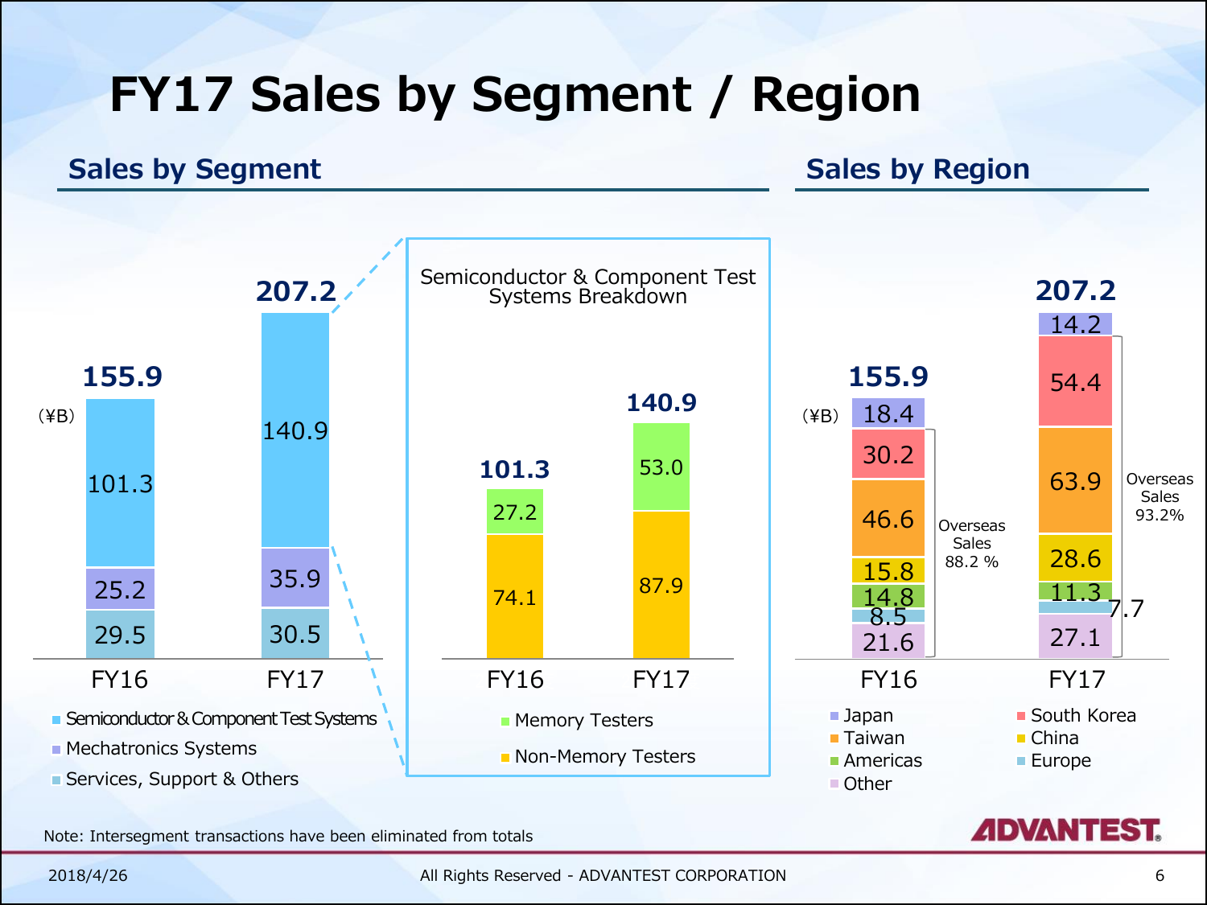# FY17 Sales by Segment / Region

## Sales by Segment

(¥B)

| Segment | FY16 | FY17 |
|---|---|---|
| Semiconductor & Component Test Systems | 101.3 | 140.9 |
| Mechatronics Systems | 25.2 | 35.9 |
| Services, Support & Others | 29.5 | 30.5 |
| Total | 155.9 | 207.2 |

### Semiconductor & Component Test Systems Breakdown

| | FY16 | FY17 |
|---|---|---|
| Memory Testers | 27.2 | 53.0 |
| Non-Memory Testers | 74.1 | 87.9 |
| Total | 101.3 | 140.9 |

## Sales by Region

(¥B)

| Region | FY16 | FY17 |
|---|---|---|
| Japan | 18.4 | 14.2 |
| South Korea | 30.2 | 54.4 |
| Taiwan | 46.6 | 63.9 |
| China | 15.8 | 28.6 |
| Americas | 14.8 | 11.3 |
| Europe | 8.5 | 7.7 |
| Other | 21.6 | 27.1 |
| Total | 155.9 | 207.2 |
| Overseas Sales | 88.2 % | 93.2% |

Note: Intersegment transactions have been eliminated from totals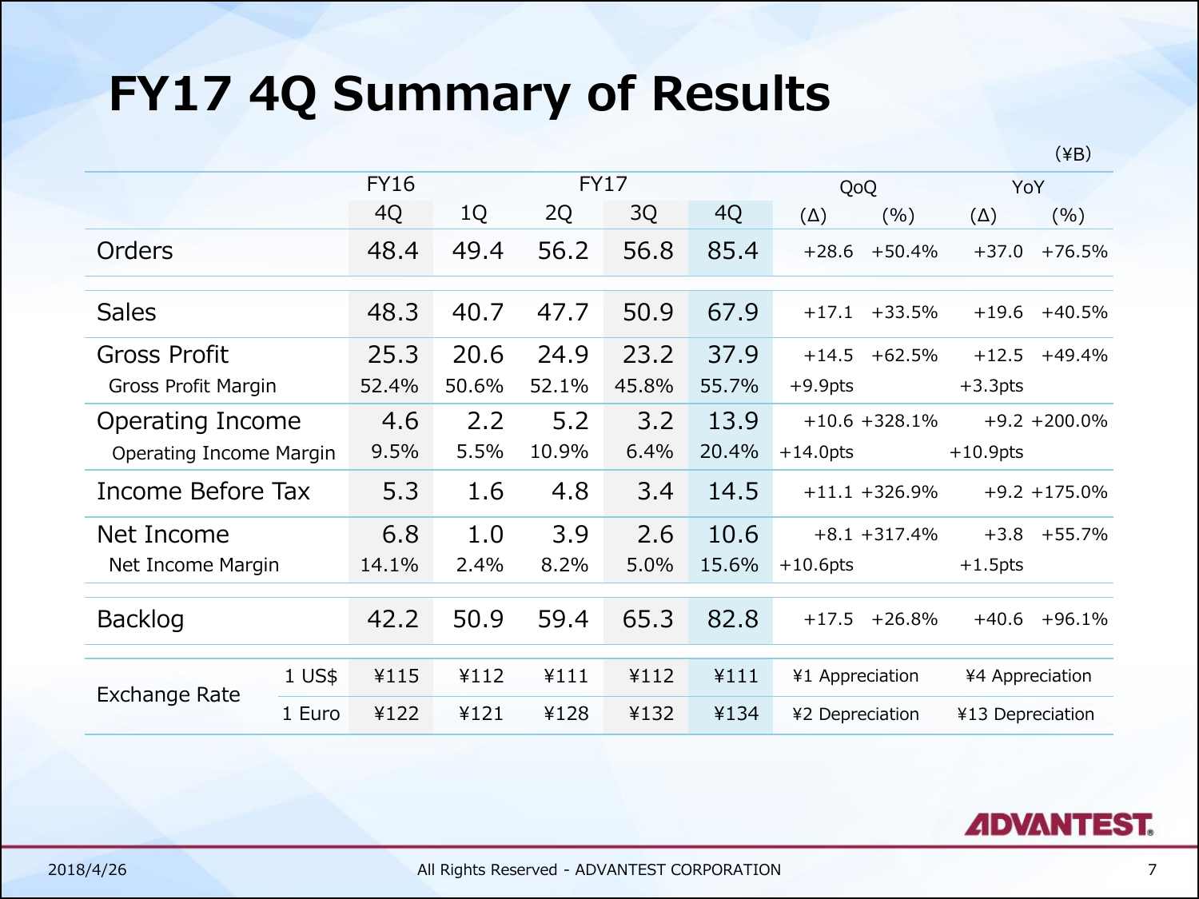# FY17 4Q Summary of Results

(¥B)

| | | FY16 | FY17 | | | | QoQ | | YoY | |
|---|---|---|---|---|---|---|---|---|---|---|
| | | 4Q | 1Q | 2Q | 3Q | 4Q | (Δ) | (%) | (Δ) | (%) |
| Orders | | 48.4 | 49.4 | 56.2 | 56.8 | 85.4 | +28.6 | +50.4% | +37.0 | +76.5% |
| Sales | | 48.3 | 40.7 | 47.7 | 50.9 | 67.9 | +17.1 | +33.5% | +19.6 | +40.5% |
| Gross Profit | | 25.3 | 20.6 | 24.9 | 23.2 | 37.9 | +14.5 | +62.5% | +12.5 | +49.4% |
| Gross Profit Margin | | 52.4% | 50.6% | 52.1% | 45.8% | 55.7% | +9.9pts | | +3.3pts | |
| Operating Income | | 4.6 | 2.2 | 5.2 | 3.2 | 13.9 | +10.6 | +328.1% | +9.2 | +200.0% |
| Operating Income Margin | | 9.5% | 5.5% | 10.9% | 6.4% | 20.4% | +14.0pts | | +10.9pts | |
| Income Before Tax | | 5.3 | 1.6 | 4.8 | 3.4 | 14.5 | +11.1 | +326.9% | +9.2 | +175.0% |
| Net Income | | 6.8 | 1.0 | 3.9 | 2.6 | 10.6 | +8.1 | +317.4% | +3.8 | +55.7% |
| Net Income Margin | | 14.1% | 2.4% | 8.2% | 5.0% | 15.6% | +10.6pts | | +1.5pts | |
| Backlog | | 42.2 | 50.9 | 59.4 | 65.3 | 82.8 | +17.5 | +26.8% | +40.6 | +96.1% |
| Exchange Rate | 1 US$ | ¥115 | ¥112 | ¥111 | ¥112 | ¥111 | ¥1 Appreciation | | ¥4 Appreciation | |
| | 1 Euro | ¥122 | ¥121 | ¥128 | ¥132 | ¥134 | ¥2 Depreciation | | ¥13 Depreciation | |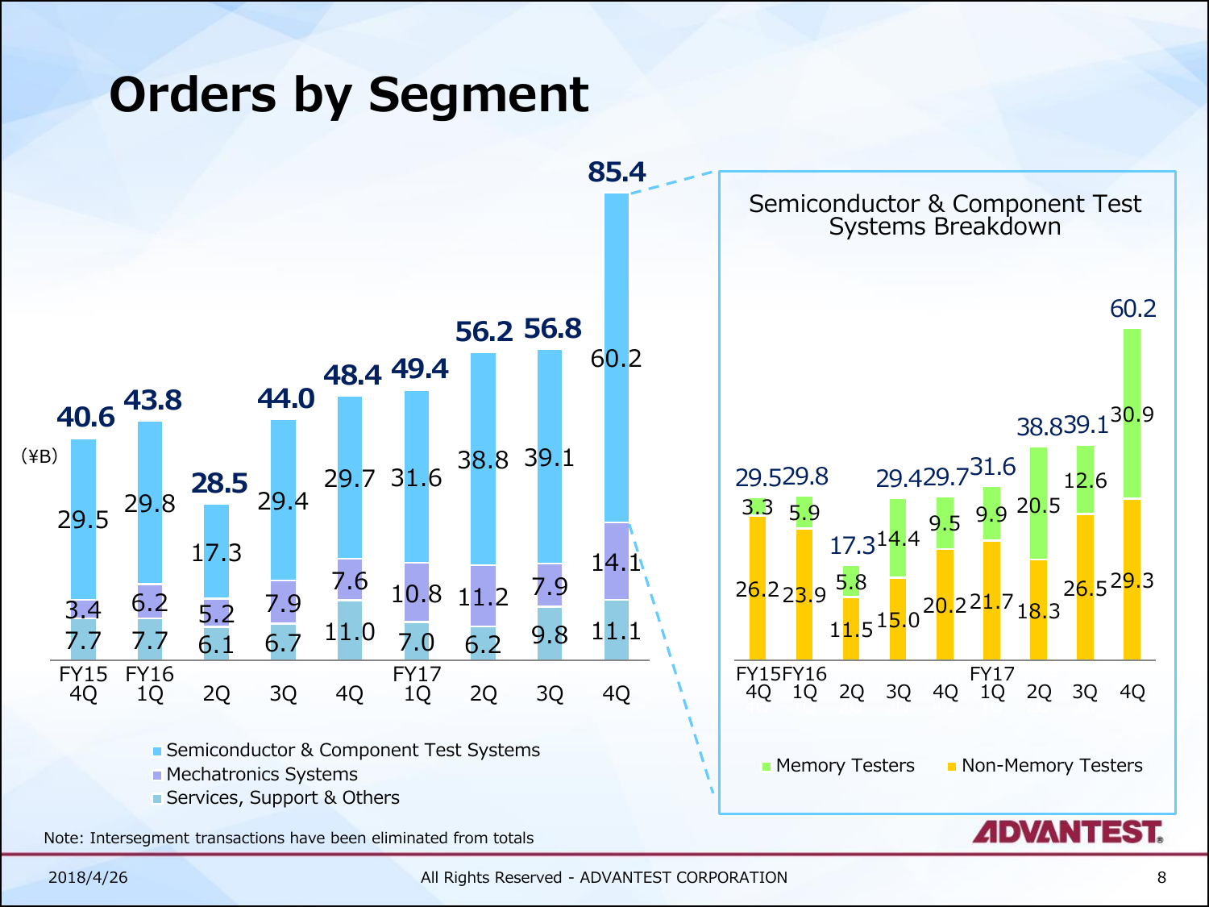# Orders by Segment

(¥B)

| | FY15 4Q | FY16 1Q | 2Q | 3Q | 4Q | FY17 1Q | 2Q | 3Q | 4Q |
|---|---|---|---|---|---|---|---|---|---|
| Semiconductor & Component Test Systems | 29.5 | 29.8 | 17.3 | 29.4 | 29.7 | 31.6 | 38.8 | 39.1 | 60.2 |
| Mechatronics Systems | 3.4 | 6.2 | 5.2 | 7.9 | 7.6 | 10.8 | 11.2 | 7.9 | 14.1 |
| Services, Support & Others | 7.7 | 7.7 | 6.1 | 6.7 | 11.0 | 7.0 | 6.2 | 9.8 | 11.1 |
| Total | 40.6 | 43.8 | 28.5 | 44.0 | 48.4 | 49.4 | 56.2 | 56.8 | 85.4 |

## Semiconductor & Component Test Systems Breakdown

| | FY15 4Q | FY16 1Q | 2Q | 3Q | 4Q | FY17 1Q | 2Q | 3Q | 4Q |
|---|---|---|---|---|---|---|---|---|---|
| Memory Testers | 3.3 | 5.9 | 5.8 | 14.4 | 9.5 | 9.9 | 20.5 | 12.6 | 30.9 |
| Non-Memory Testers | 26.2 | 23.9 | 11.5 | 15.0 | 20.2 | 21.7 | 18.3 | 26.5 | 29.3 |
| Total | 29.5 | 29.8 | 17.3 | 29.4 | 29.7 | 31.6 | 38.8 | 39.1 | 60.2 |

Note: Intersegment transactions have been eliminated from totals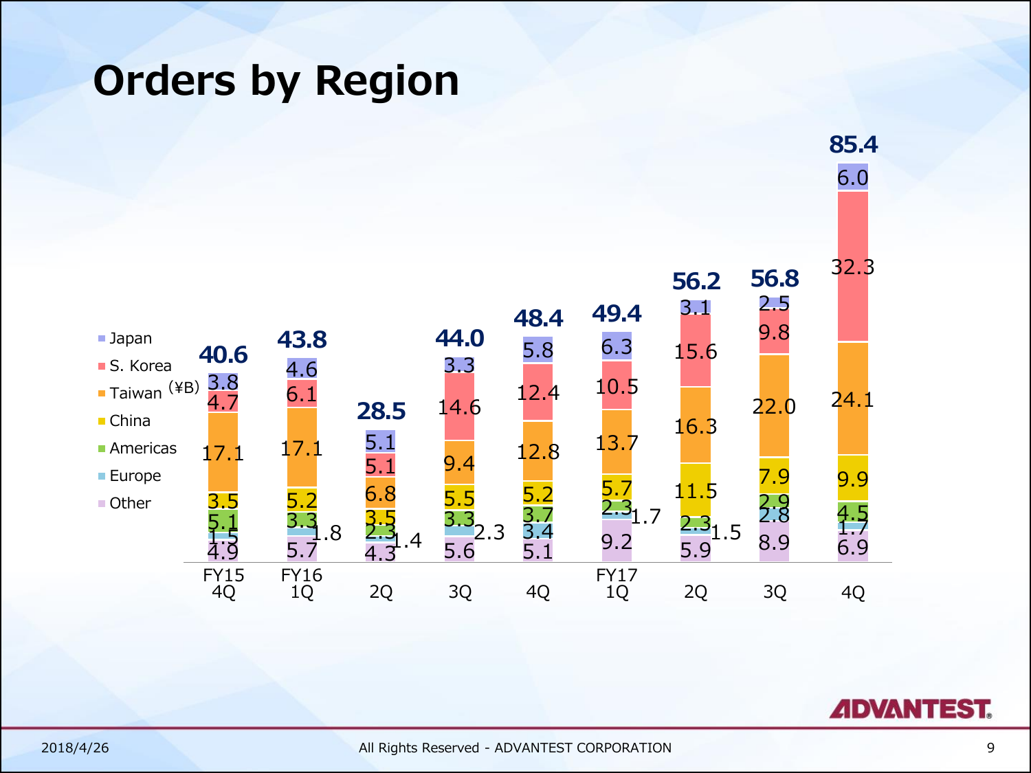# Orders by Region

(¥B)

| Region | FY15 4Q | FY16 1Q | 2Q | 3Q | 4Q | FY17 1Q | 2Q | 3Q | 4Q |
|---|---|---|---|---|---|---|---|---|---|
| Japan | 3.8 | 4.6 | 5.1 | 3.3 | 5.8 | 6.3 | 3.1 | 2.5 | 6.0 |
| S. Korea | 4.7 | 6.1 | 5.1 | 14.6 | 12.4 | 10.5 | 15.6 | 9.8 | 32.3 |
| Taiwan | 17.1 | 17.1 | 6.8 | 9.4 | 12.8 | 13.7 | 16.3 | 22.0 | 24.1 |
| China | 3.5 | 5.2 | 3.5 | 5.5 | 5.2 | 5.7 | 11.5 | 7.9 | 9.9 |
| Americas | 5.1 | 3.3 | 2.3 | 3.3 | 3.7 | 2.3 | 2.3 | 2.9 | 4.5 |
| Europe | 1.5 | 1.8 | 1.4 | 2.3 | 3.4 | 1.7 | 1.5 | 2.8 | 1.7 |
| Other | 4.9 | 5.7 | 4.3 | 5.6 | 5.1 | 9.2 | 5.9 | 8.9 | 6.9 |
| Total | 40.6 | 43.8 | 28.5 | 44.0 | 48.4 | 49.4 | 56.2 | 56.8 | 85.4 |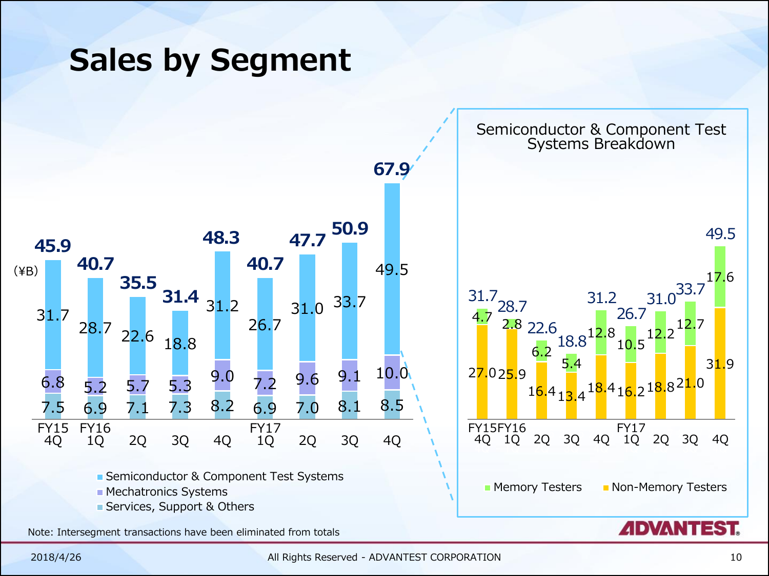# Sales by Segment

(¥B)

| | FY15 4Q | FY16 1Q | 2Q | 3Q | 4Q | FY17 1Q | 2Q | 3Q | 4Q |
|---|---|---|---|---|---|---|---|---|---|
| Semiconductor & Component Test Systems | 31.7 | 28.7 | 22.6 | 18.8 | 31.2 | 26.7 | 31.0 | 33.7 | 49.5 |
| Mechatronics Systems | 6.8 | 5.2 | 5.7 | 5.3 | 9.0 | 7.2 | 9.6 | 9.1 | 10.0 |
| Services, Support & Others | 7.5 | 6.9 | 7.1 | 7.3 | 8.2 | 6.9 | 7.0 | 8.1 | 8.5 |
| Total | 45.9 | 40.7 | 35.5 | 31.4 | 48.3 | 40.7 | 47.7 | 50.9 | 67.9 |

## Semiconductor & Component Test Systems Breakdown

| | FY15 4Q | FY16 1Q | 2Q | 3Q | 4Q | FY17 1Q | 2Q | 3Q | 4Q |
|---|---|---|---|---|---|---|---|---|---|
| Memory Testers | 4.7 | 2.8 | 6.2 | 5.4 | 12.8 | 10.5 | 12.2 | 12.7 | 17.6 |
| Non-Memory Testers | 27.0 | 25.9 | 16.4 | 13.4 | 18.4 | 16.2 | 18.8 | 21.0 | 31.9 |
| Total | 31.7 | 28.7 | 22.6 | 18.8 | 31.2 | 26.7 | 31.0 | 33.7 | 49.5 |

Note: Intersegment transactions have been eliminated from totals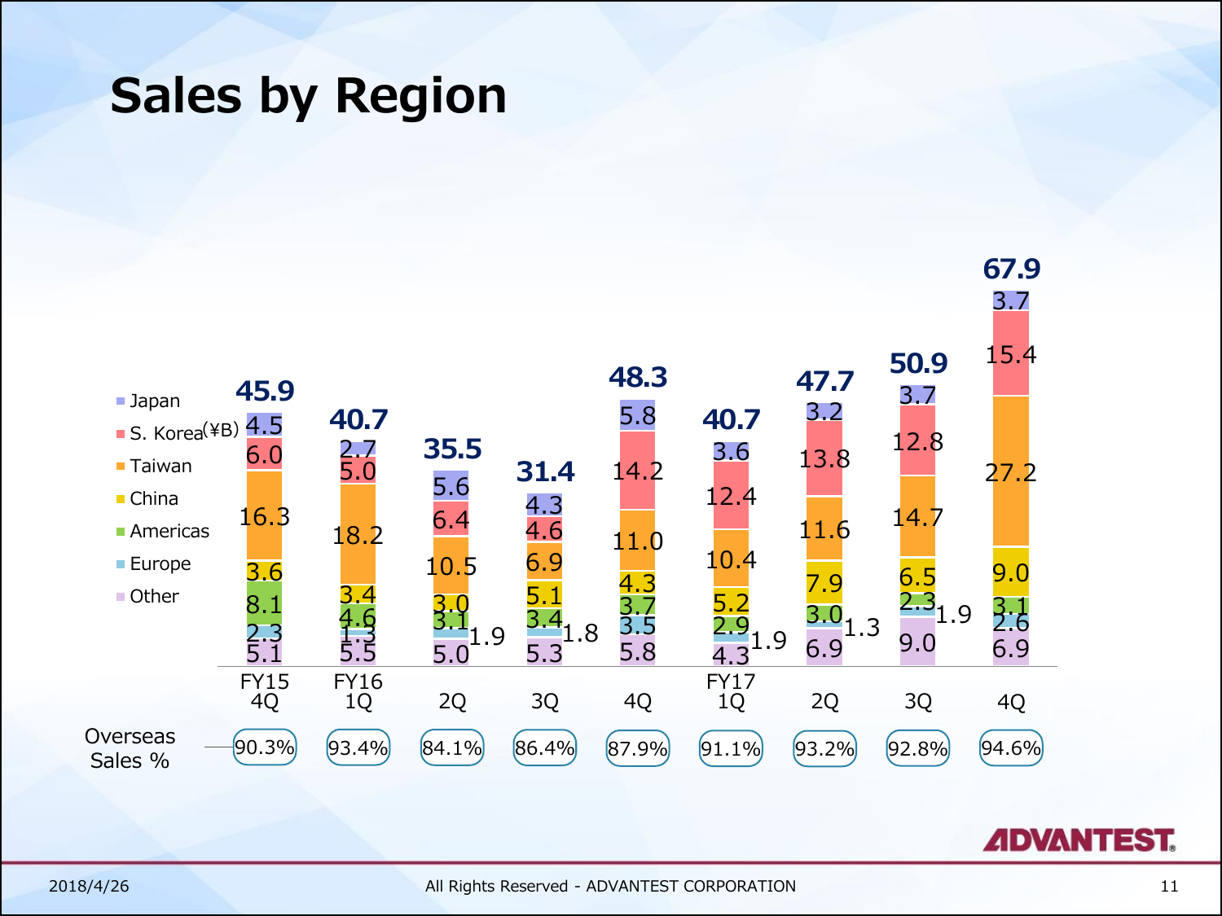# Sales by Region

(¥B)

| | FY15 4Q | FY16 1Q | 2Q | 3Q | 4Q | FY17 1Q | 2Q | 3Q | 4Q |
|---|---|---|---|---|---|---|---|---|---|
| Japan | 4.5 | 2.7 | 5.6 | 4.3 | 5.8 | 3.6 | 3.2 | 3.7 | 3.7 |
| S. Korea | 6.0 | 5.0 | 6.4 | 4.6 | 14.2 | 12.4 | 13.8 | 12.8 | 15.4 |
| Taiwan | 16.3 | 18.2 | 10.5 | 6.9 | 11.0 | 10.4 | 11.6 | 14.7 | 27.2 |
| China | 3.6 | 3.4 | 3.0 | 5.1 | 4.3 | 5.2 | 7.9 | 6.5 | 9.0 |
| Americas | 8.1 | 4.6 | 3.1 | 3.4 | 3.7 | 2.9 | 3.0 | 2.3 | 3.1 |
| Europe | 2.3 | 1.3 | 1.9 | 1.8 | 3.5 | 1.9 | 1.3 | 1.9 | 2.6 |
| Other | 5.1 | 5.5 | 5.0 | 5.3 | 5.8 | 4.3 | 6.9 | 9.0 | 6.9 |
| Total | 45.9 | 40.7 | 35.5 | 31.4 | 48.3 | 40.7 | 47.7 | 50.9 | 67.9 |
| Overseas Sales % | 90.3% | 93.4% | 84.1% | 86.4% | 87.9% | 91.1% | 93.2% | 92.8% | 94.6% |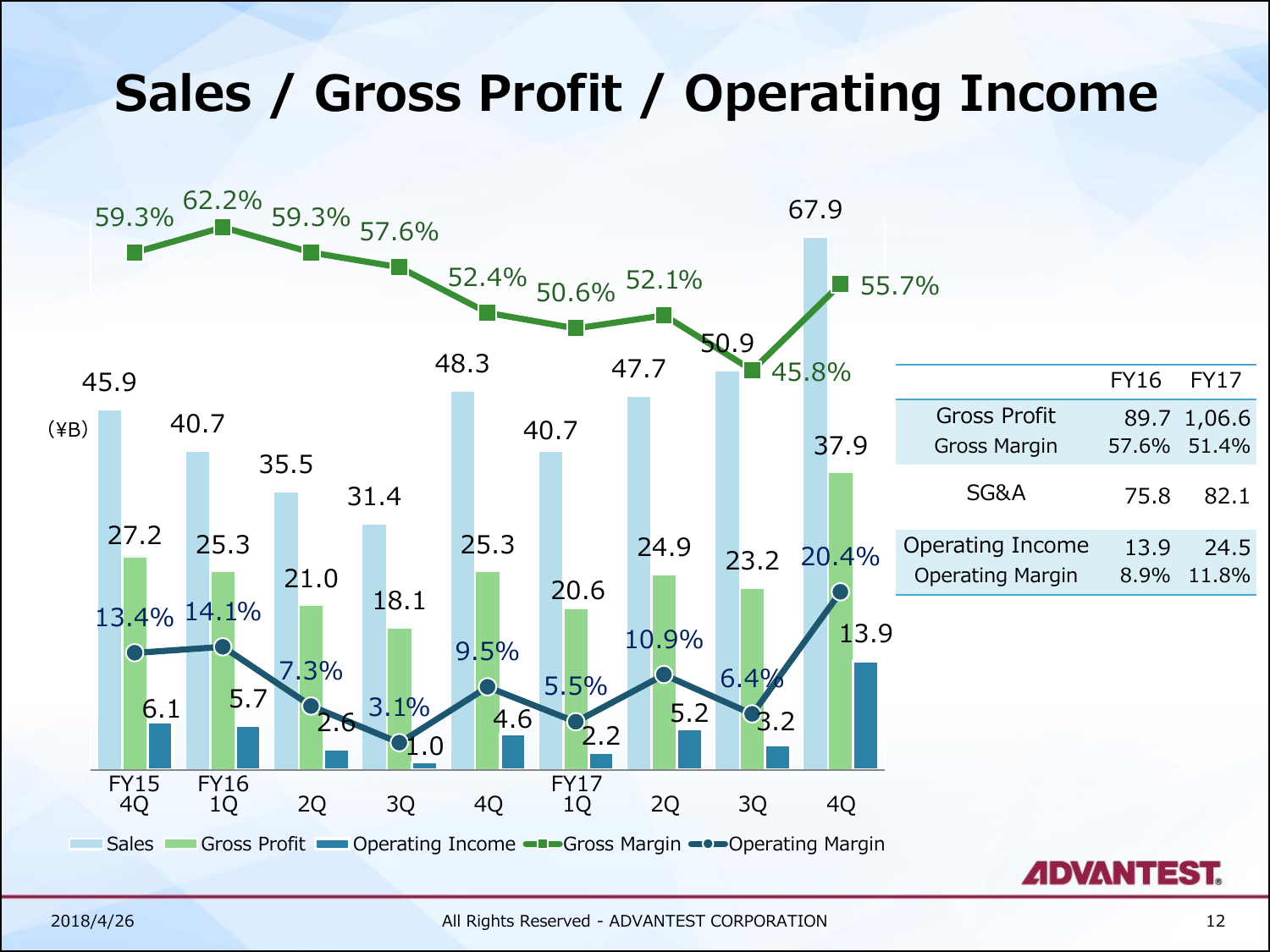# Sales / Gross Profit / Operating Income

(¥B)

| | FY15 4Q | FY16 1Q | 2Q | 3Q | 4Q | FY17 1Q | 2Q | 3Q | 4Q |
|---|---|---|---|---|---|---|---|---|---|
| Sales | 45.9 | 40.7 | 35.5 | 31.4 | 48.3 | 40.7 | 47.7 | 50.9 | 67.9 |
| Gross Profit | 27.2 | 25.3 | 21.0 | 18.1 | 25.3 | 20.6 | 24.9 | 23.2 | 37.9 |
| Operating Income | 6.1 | 5.7 | 2.6 | 1.0 | 4.6 | 2.2 | 5.2 | 3.2 | 13.9 |
| Gross Margin | 59.3% | 62.2% | 59.3% | 57.6% | 52.4% | 50.6% | 52.1% | 45.8% | 55.7% |
| Operating Margin | 13.4% | 14.1% | 7.3% | 3.1% | 9.5% | 5.5% | 10.9% | 6.4% | 20.4% |

| | FY16 | FY17 |
|---|---|---|
| Gross Profit | 89.7 | 1,06.6 |
| Gross Margin | 57.6% | 51.4% |
| SG&A | 75.8 | 82.1 |
| Operating Income | 13.9 | 24.5 |
| Operating Margin | 8.9% | 11.8% |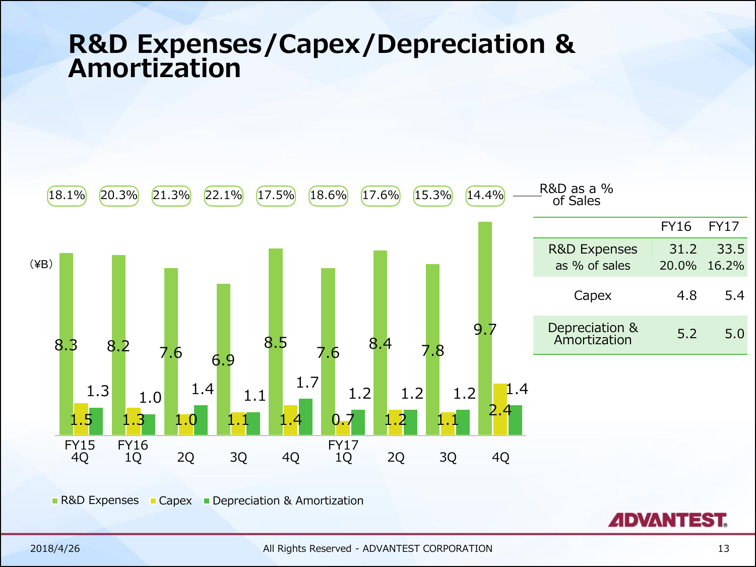# R&D Expenses/Capex/Depreciation & Amortization

(¥B)

| | FY15 4Q | FY16 1Q | 2Q | 3Q | 4Q | FY17 1Q | 2Q | 3Q | 4Q |
|---|---|---|---|---|---|---|---|---|---|
| R&D as a % of Sales | 18.1% | 20.3% | 21.3% | 22.1% | 17.5% | 18.6% | 17.6% | 15.3% | 14.4% |
| R&D Expenses | 8.3 | 8.2 | 7.6 | 6.9 | 8.5 | 7.6 | 8.4 | 7.8 | 9.7 |
| Capex | 1.5 | 1.3 | 1.0 | 1.1 | 1.4 | 0.7 | 1.2 | 1.1 | 2.4 |
| Depreciation & Amortization | 1.3 | 1.0 | 1.4 | 1.1 | 1.7 | 1.2 | 1.2 | 1.2 | 1.4 |

| | FY16 | FY17 |
|---|---|---|
| R&D Expenses | 31.2 | 33.5 |
| as % of sales | 20.0% | 16.2% |
| Capex | 4.8 | 5.4 |
| Depreciation & Amortization | 5.2 | 5.0 |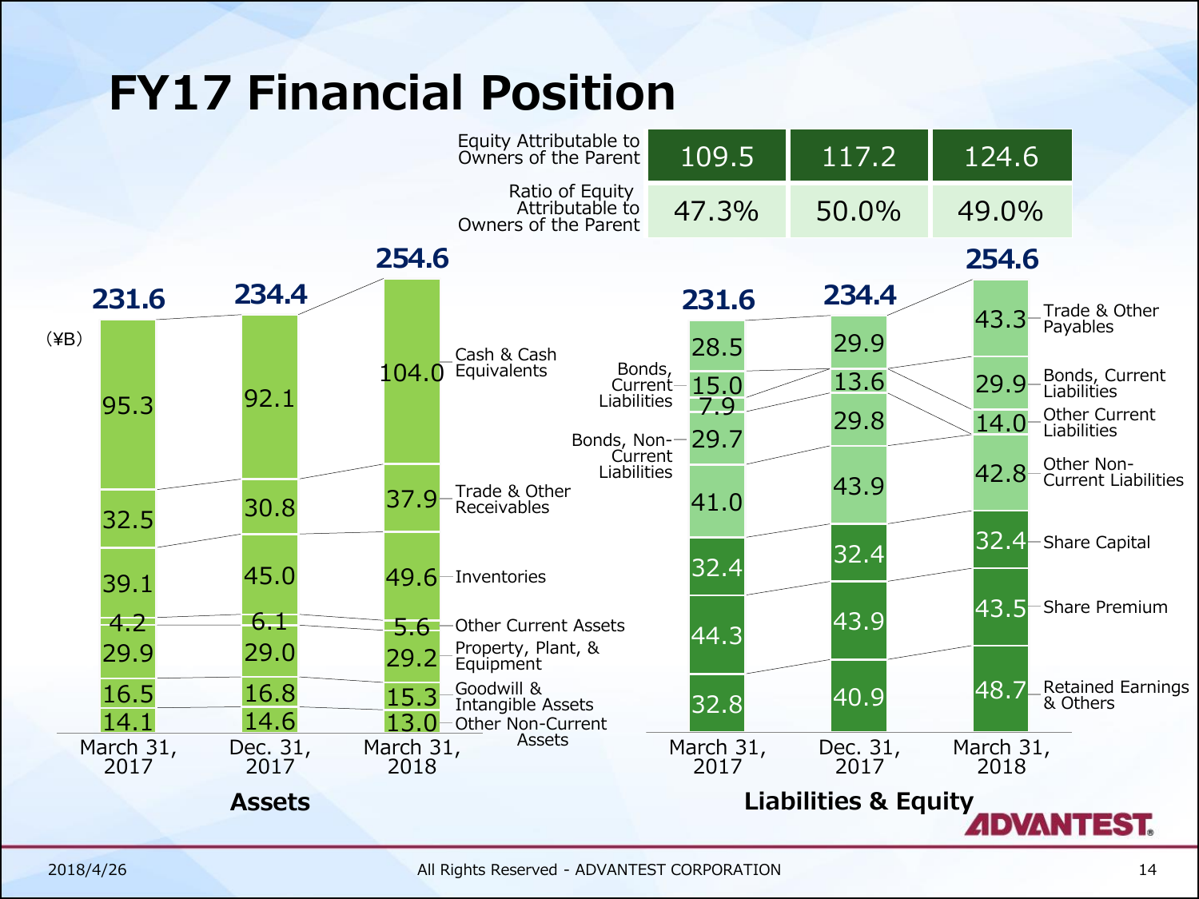# FY17 Financial Position

| | March 31, 2017 | Dec. 31, 2017 | March 31, 2018 |
|---|---|---|---|
| Equity Attributable to Owners of the Parent | 109.5 | 117.2 | 124.6 |
| Ratio of Equity Attributable to Owners of the Parent | 47.3% | 50.0% | 49.0% |

(¥B)

**Assets**

| | March 31, 2017 | Dec. 31, 2017 | March 31, 2018 |
|---|---|---|---|
| Cash & Cash Equivalents | 95.3 | 92.1 | 104.0 |
| Trade & Other Receivables | 32.5 | 30.8 | 37.9 |
| Inventories | 39.1 | 45.0 | 49.6 |
| Other Current Assets | 4.2 | 6.1 | 5.6 |
| Property, Plant, & Equipment | 29.9 | 29.0 | 29.2 |
| Goodwill & Intangible Assets | 16.5 | 16.8 | 15.3 |
| Other Non-Current Assets | 14.1 | 14.6 | 13.0 |
| Total | 231.6 | 234.4 | 254.6 |

**Liabilities & Equity**

| | March 31, 2017 | Dec. 31, 2017 | March 31, 2018 |
|---|---|---|---|
| Trade & Other Payables | 28.5 | 29.9 | 43.3 |
| Bonds, Current Liabilities | 15.0 | | 29.9 |
| Other Current Liabilities | 7.9 | 13.6 | 14.0 |
| Bonds, Non-Current Liabilities | 29.7 | 29.8 | |
| Other Non-Current Liabilities | 41.0 | 43.9 | 42.8 |
| Share Capital | 32.4 | 32.4 | 32.4 |
| Share Premium | 44.3 | 43.9 | 43.5 |
| Retained Earnings & Others | 32.8 | 40.9 | 48.7 |
| Total | 231.6 | 234.4 | 254.6 |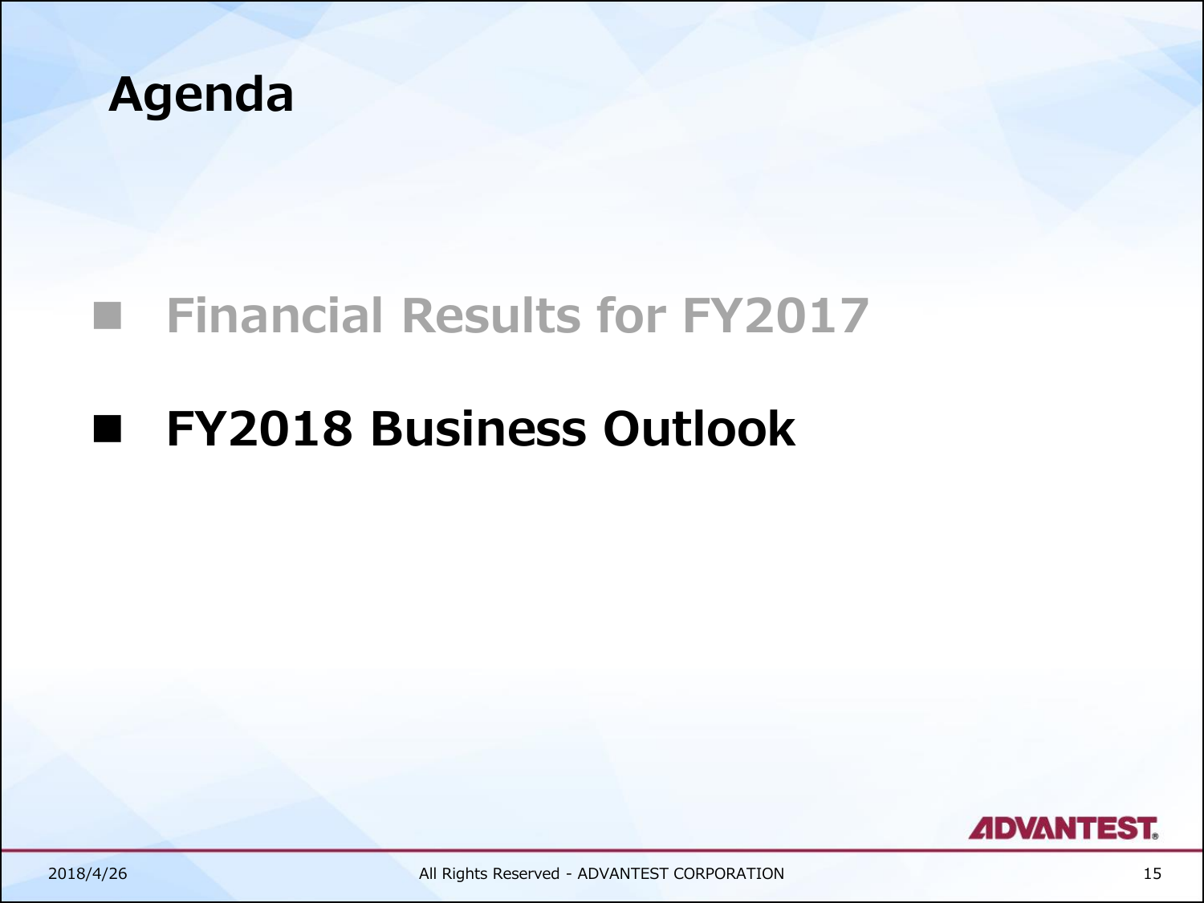# Agenda

- Financial Results for FY2017
- **FY2018 Business Outlook**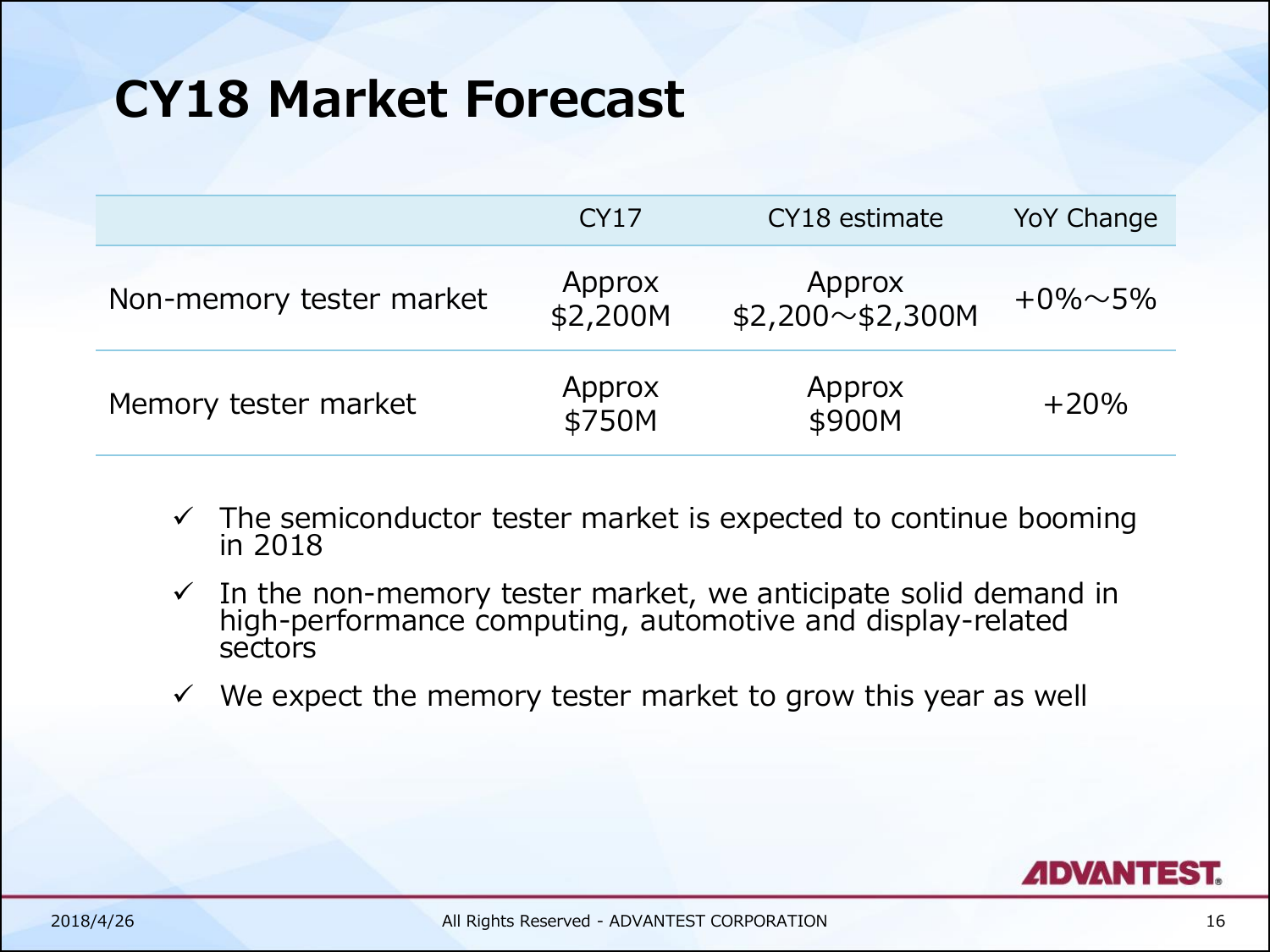# CY18 Market Forecast

| | CY17 | CY18 estimate | YoY Change |
|---|---|---|---|
| Non-memory tester market | Approx $2,200M | Approx $2,200～$2,300M | +0%～5% |
| Memory tester market | Approx $750M | Approx $900M | +20% |

- ✓ The semiconductor tester market is expected to continue booming in 2018
- ✓ In the non-memory tester market, we anticipate solid demand in high-performance computing, automotive and display-related sectors
- ✓ We expect the memory tester market to grow this year as well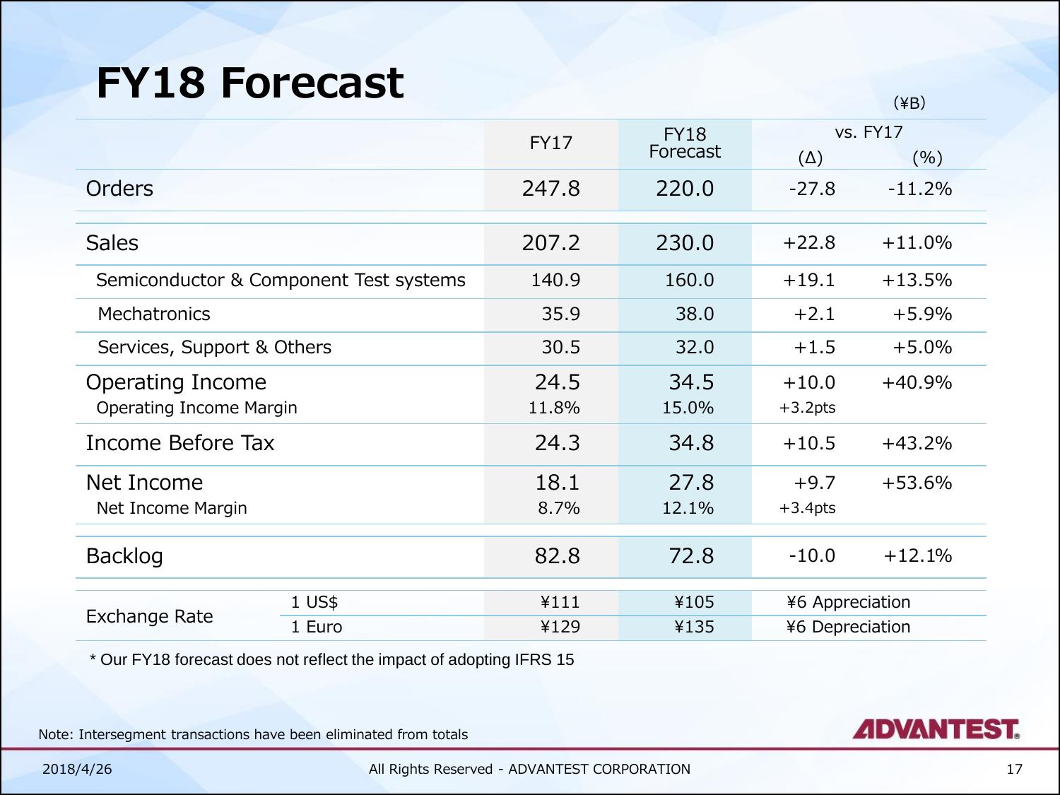# FY18 Forecast

(¥B)

| | | FY17 | FY18 Forecast | vs. FY17 (Δ) | vs. FY17 (%) |
|---|---|---|---|---|---|
| Orders | | 247.8 | 220.0 | -27.8 | -11.2% |
| Sales | | 207.2 | 230.0 | +22.8 | +11.0% |
| Semiconductor & Component Test systems | | 140.9 | 160.0 | +19.1 | +13.5% |
| Mechatronics | | 35.9 | 38.0 | +2.1 | +5.9% |
| Services, Support & Others | | 30.5 | 32.0 | +1.5 | +5.0% |
| Operating Income | | 24.5 | 34.5 | +10.0 | +40.9% |
| Operating Income Margin | | 11.8% | 15.0% | +3.2pts | |
| Income Before Tax | | 24.3 | 34.8 | +10.5 | +43.2% |
| Net Income | | 18.1 | 27.8 | +9.7 | +53.6% |
| Net Income Margin | | 8.7% | 12.1% | +3.4pts | |
| Backlog | | 82.8 | 72.8 | -10.0 | +12.1% |
| Exchange Rate | 1 US$ | ¥111 | ¥105 | ¥6 Appreciation | |
| | 1 Euro | ¥129 | ¥135 | ¥6 Depreciation | |

* Our FY18 forecast does not reflect the impact of adopting IFRS 15

Note: Intersegment transactions have been eliminated from totals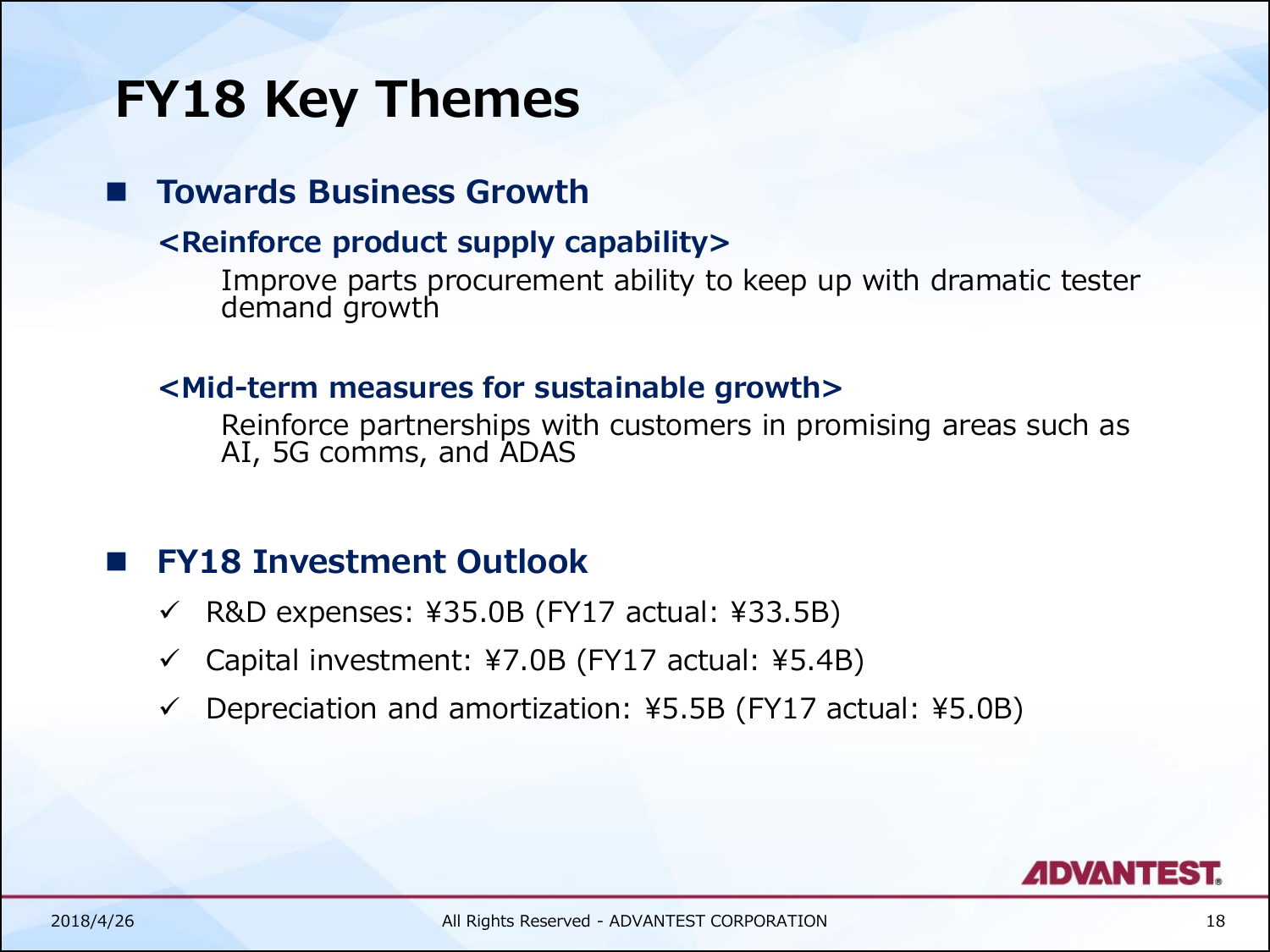# FY18 Key Themes

## Towards Business Growth

**<Reinforce product supply capability>**

Improve parts procurement ability to keep up with dramatic tester demand growth

**<Mid-term measures for sustainable growth>**

Reinforce partnerships with customers in promising areas such as AI, 5G comms, and ADAS

## FY18 Investment Outlook

- ✓ R&D expenses: ¥35.0B (FY17 actual: ¥33.5B)
- ✓ Capital investment: ¥7.0B (FY17 actual: ¥5.4B)
- ✓ Depreciation and amortization: ¥5.5B (FY17 actual: ¥5.0B)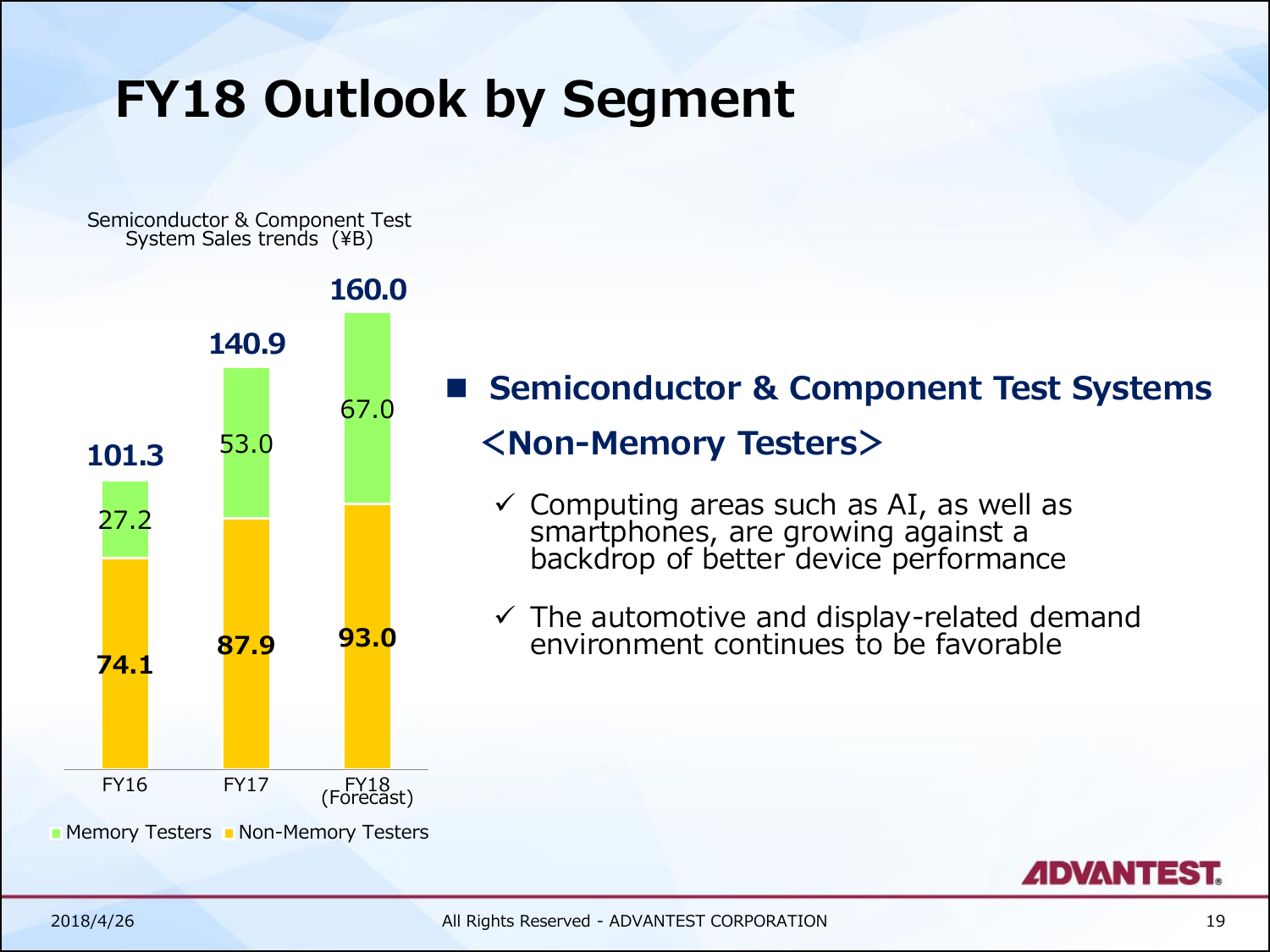# FY18 Outlook by Segment

Semiconductor & Component Test System Sales trends (¥B)

| | FY16 | FY17 | FY18 (Forecast) |
|---|---|---|---|
| Memory Testers | 27.2 | 53.0 | 67.0 |
| Non-Memory Testers | 74.1 | 87.9 | 93.0 |
| Total | 101.3 | 140.9 | 160.0 |

## Semiconductor & Component Test Systems

### <Non-Memory Testers>

- ✓ Computing areas such as AI, as well as smartphones, are growing against a backdrop of better device performance
- ✓ The automotive and display-related demand environment continues to be favorable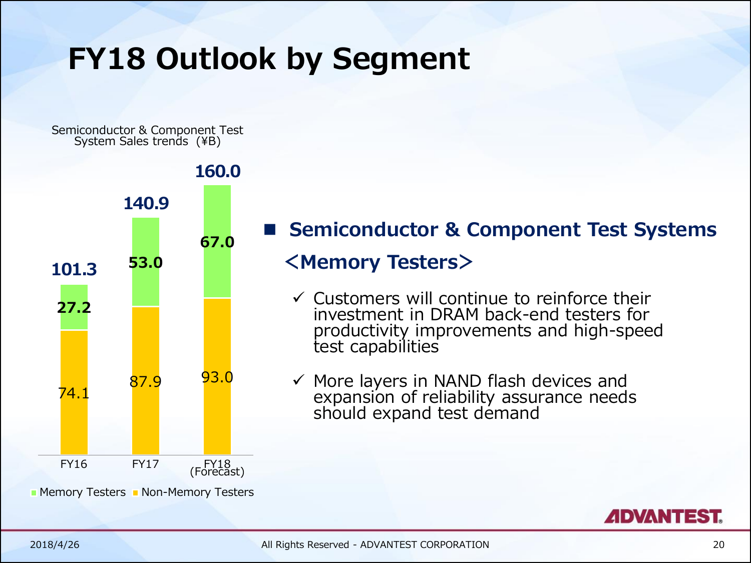# FY18 Outlook by Segment

Semiconductor & Component Test System Sales trends (¥B)

| | FY16 | FY17 | FY18 (Forecast) |
|---|---|---|---|
| Memory Testers | 27.2 | 53.0 | 67.0 |
| Non-Memory Testers | 74.1 | 87.9 | 93.0 |
| Total | 101.3 | 140.9 | 160.0 |

## Semiconductor & Component Test Systems

### <Memory Testers>

- ✓ Customers will continue to reinforce their investment in DRAM back-end testers for productivity improvements and high-speed test capabilities
- ✓ More layers in NAND flash devices and expansion of reliability assurance needs should expand test demand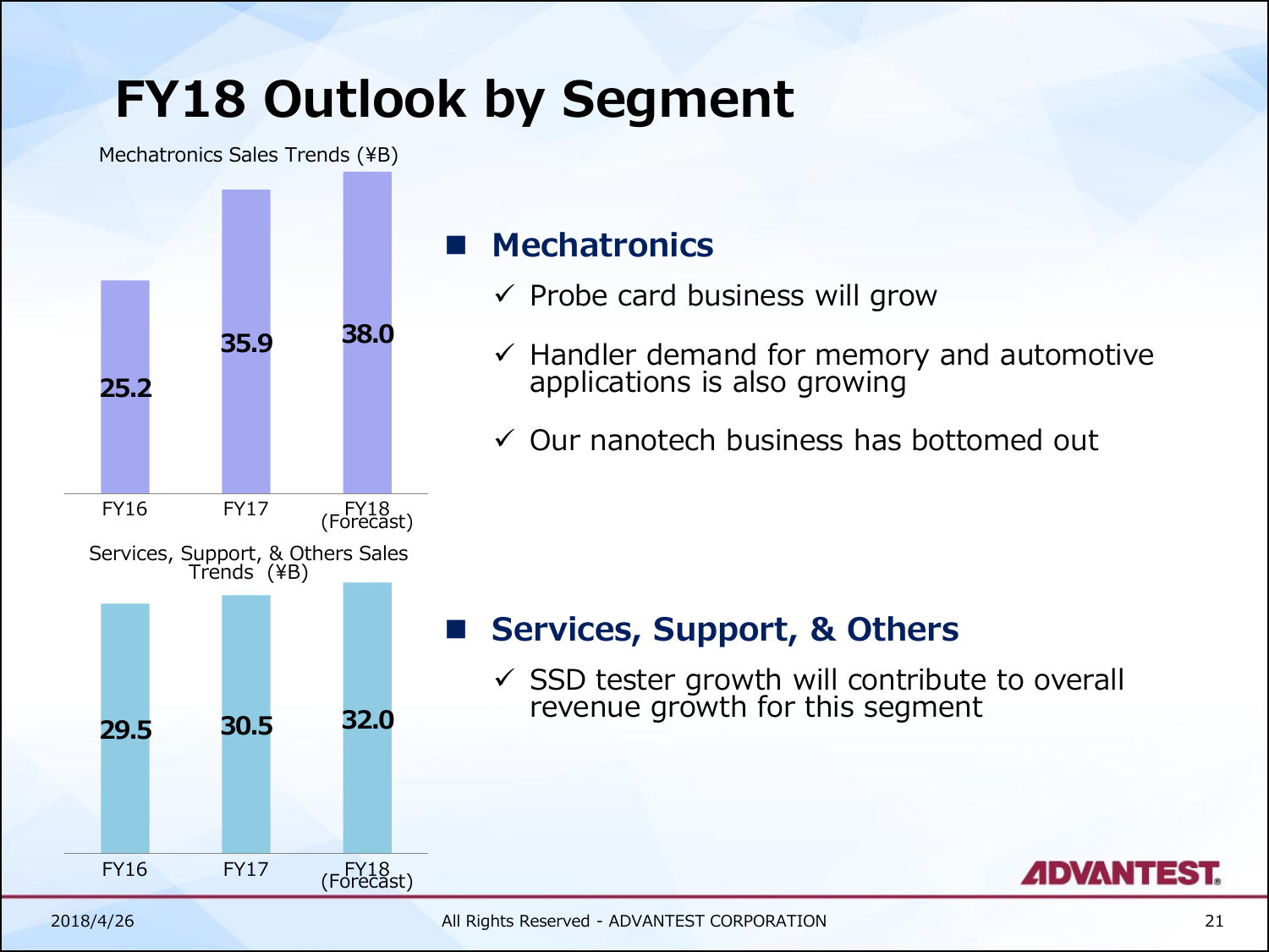# FY18 Outlook by Segment

Mechatronics Sales Trends (¥B)

| | FY16 | FY17 | FY18 (Forecast) |
|---|---|---|---|
| Mechatronics | 25.2 | 35.9 | 38.0 |

Services, Support, & Others Sales Trends (¥B)

| | FY16 | FY17 | FY18 (Forecast) |
|---|---|---|---|
| Services, Support, & Others | 29.5 | 30.5 | 32.0 |

## Mechatronics

- ✓ Probe card business will grow
- ✓ Handler demand for memory and automotive applications is also growing
- ✓ Our nanotech business has bottomed out

## Services, Support, & Others

- ✓ SSD tester growth will contribute to overall revenue growth for this segment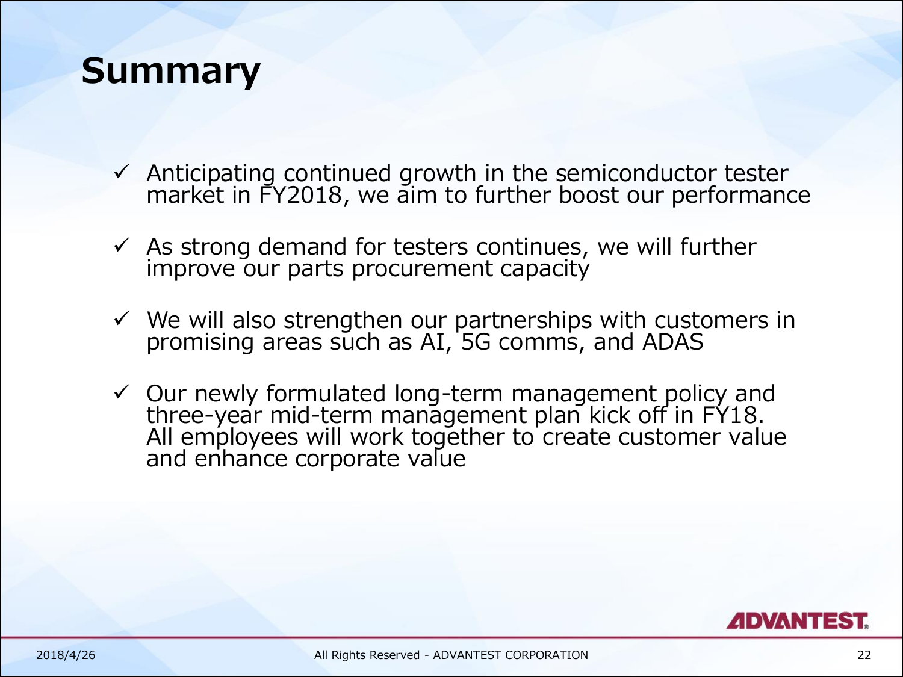# Summary

- ✓ Anticipating continued growth in the semiconductor tester market in FY2018, we aim to further boost our performance
- ✓ As strong demand for testers continues, we will further improve our parts procurement capacity
- ✓ We will also strengthen our partnerships with customers in promising areas such as AI, 5G comms, and ADAS
- ✓ Our newly formulated long-term management policy and three-year mid-term management plan kick off in FY18. All employees will work together to create customer value and enhance corporate value